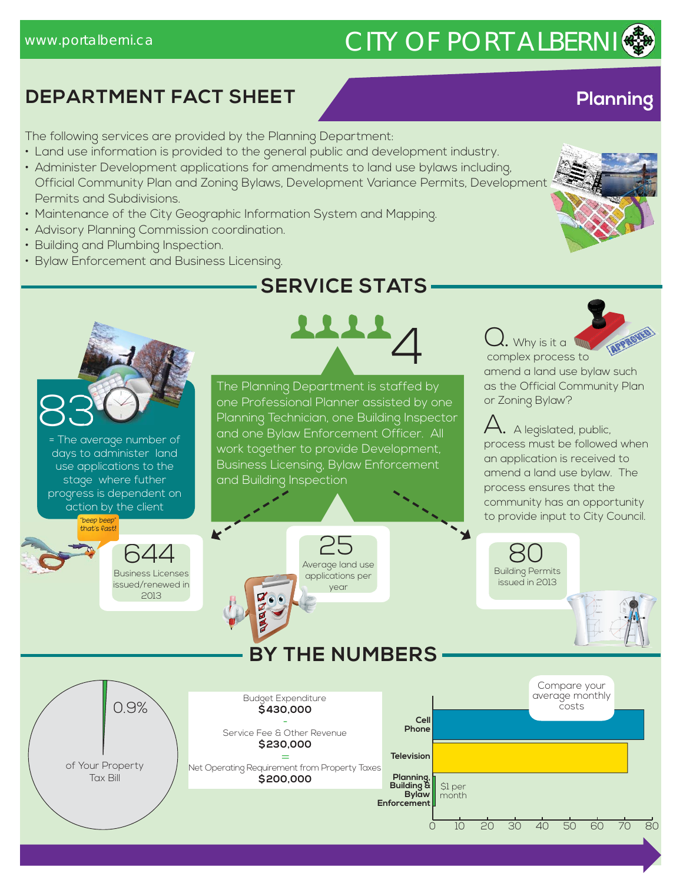www.portalberni.ca

# CITY OF PORT ALBERNI

## DEPARTMENT FACT SHEET

## Planning

The following services are provided by the Planning Department:

- Land use information is provided to the general public and development industry.
- Administer Development applications for amendments to land use bylaws including, Official Community Plan and Zoning Bylaws, Development Variance Permits, Development Permits and Subdivisions.
- Maintenance of the City Geographic Information System and Mapping.
- Advisory Planning Commission coordination.
- Building and Plumbing Inspection.
- Bylaw Enforcement and Business Licensing.

## SERVICE STATS

**83** = The average number of days to administer land use applications to the stage where futher progress is dependent on action by the client

"beep beep" that's fast!

**4**

The Planning Department is staffed by one Professional Planner assisted by one Planning Technician, one Building Inspector and one Bylaw Enforcement Officer. All work together to provide Development, Business Licensing, Bylaw Enforcement and Building Inspection

**Q.** Why is it a complex process to amend a land use bylaw such as the Official Community Plan or Zoning Bylaw?

**A.** A legislated, public, process must be followed when an application is received to amend a land use bylaw. The process ensures that the community has an opportunity to provide input to City Council.

**644** Business Licenses issued/renewed in 2013

**25** Average land use applications per year

**80** Building Permits issued in 2013

## BY THE NUMBERS

0.9% of Your Property Tax Bill

Budget Expenditure
**$430,000**
-
Service Fee & Other Revenue
**$230,000**
=
Net Operating Requirement from Property Taxes
**$200,000**

Compare your average monthly costs

| Item | Monthly cost |
|---|---|
| Cell Phone | ~77 |
| Television | ~71 |
| Planning, Building & Bylaw Enforcement | $1 per month |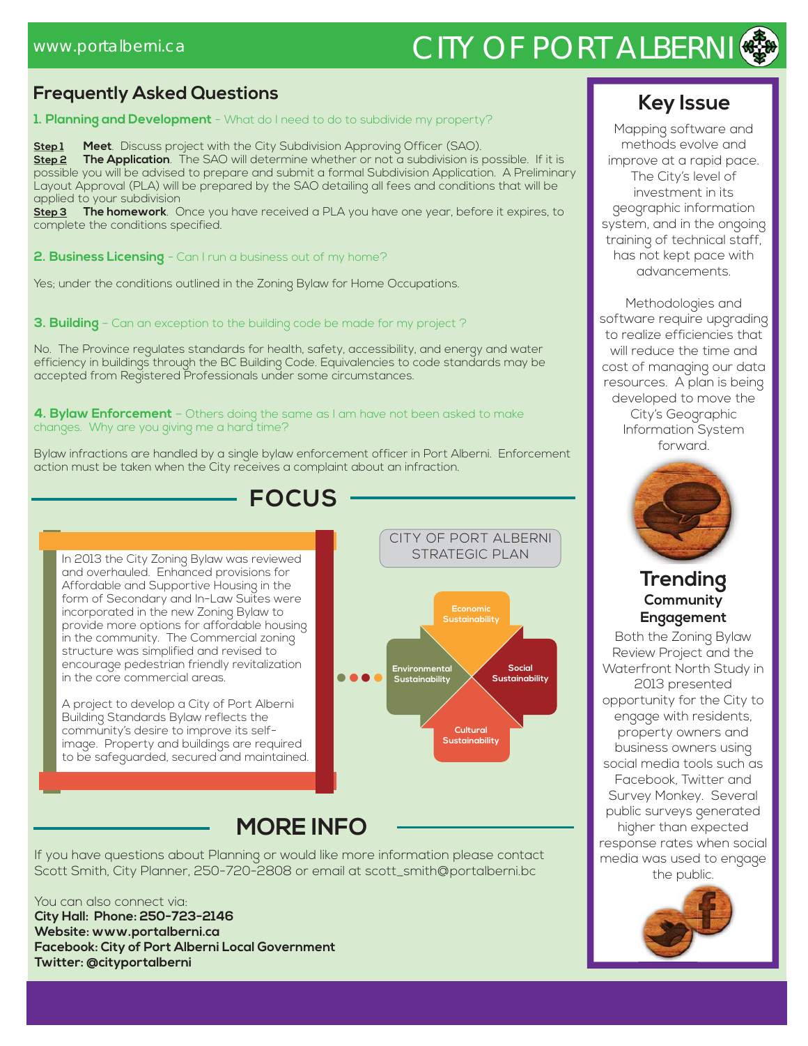www.portalberni.ca

# CITY OF PORT ALBERNI

## Frequently Asked Questions

**1. Planning and Development** - What do I need to do to subdivide my property?

**Step 1** **Meet**. Discuss project with the City Subdivision Approving Officer (SAO).
**Step 2** **The Application**. The SAO will determine whether or not a subdivision is possible. If it is possible you will be advised to prepare and submit a formal Subdivision Application. A Preliminary Layout Approval (PLA) will be prepared by the SAO detailing all fees and conditions that will be applied to your subdivision
**Step 3** **The homework**. Once you have received a PLA you have one year, before it expires, to complete the conditions specified.

**2. Business Licensing** - Can I run a business out of my home?

Yes; under the conditions outlined in the Zoning Bylaw for Home Occupations.

**3. Building** – Can an exception to the building code be made for my project ?

No. The Province regulates standards for health, safety, accessibility, and energy and water efficiency in buildings through the BC Building Code. Equivalencies to code standards may be accepted from Registered Professionals under some circumstances.

**4. Bylaw Enforcement** – Others doing the same as I am have not been asked to make changes. Why are you giving me a hard time?

Bylaw infractions are handled by a single bylaw enforcement officer in Port Alberni. Enforcement action must be taken when the City receives a complaint about an infraction.

## FOCUS

In 2013 the City Zoning Bylaw was reviewed and overhauled. Enhanced provisions for Affordable and Supportive Housing in the form of Secondary and In-Law Suites were incorporated in the new Zoning Bylaw to provide more options for affordable housing in the community. The Commercial zoning structure was simplified and revised to encourage pedestrian friendly revitalization in the core commercial areas.

A project to develop a City of Port Alberni Building Standards Bylaw reflects the community's desire to improve its self-image. Property and buildings are required to be safeguarded, secured and maintained.

CITY OF PORT ALBERNI STRATEGIC PLAN

Economic Sustainability
Environmental Sustainability
Social Sustainability
Cultural Sustainability

## MORE INFO

If you have questions about Planning or would like more information please contact Scott Smith, City Planner, 250-720-2808 or email at scott_smith@portalberni.bc

You can also connect via:
**City Hall: Phone: 250-723-2146**
**Website: www.portalberni.ca**
**Facebook: City of Port Alberni Local Government**
**Twitter: @cityportalberni**

## Key Issue

Mapping software and methods evolve and improve at a rapid pace. The City's level of investment in its geographic information system, and in the ongoing training of technical staff, has not kept pace with advancements.

Methodologies and software require upgrading to realize efficiencies that will reduce the time and cost of managing our data resources. A plan is being developed to move the City's Geographic Information System forward.

## Trending

### Community Engagement

Both the Zoning Bylaw Review Project and the Waterfront North Study in 2013 presented opportunity for the City to engage with residents, property owners and business owners using social media tools such as Facebook, Twitter and Survey Monkey. Several public surveys generated higher than expected response rates when social media was used to engage the public.